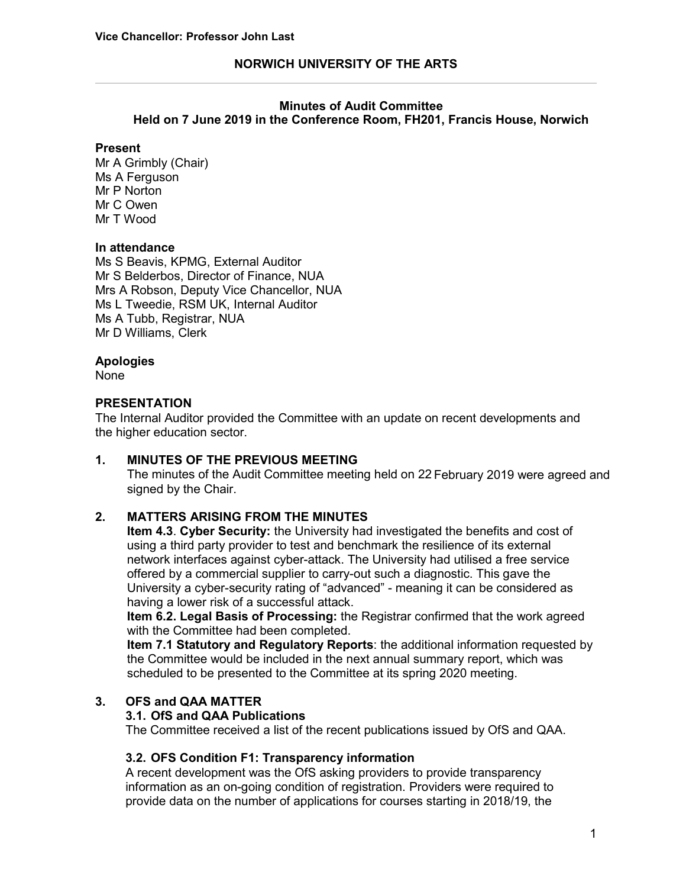Vice Chancellor: Professor John Last

# NORWICH UNIVERSITY OF THE ARTS

## Minutes of Audit Committee
## Held on 7 June 2019 in the Conference Room, FH201, Francis House, Norwich

**Present**
Mr A Grimbly (Chair)
Ms A Ferguson
Mr P Norton
Mr C Owen
Mr T Wood

**In attendance**
Ms S Beavis, KPMG, External Auditor
Mr S Belderbos, Director of Finance, NUA
Mrs A Robson, Deputy Vice Chancellor, NUA
Ms L Tweedie, RSM UK, Internal Auditor
Ms A Tubb, Registrar, NUA
Mr D Williams, Clerk

**Apologies**
None

**PRESENTATION**
The Internal Auditor provided the Committee with an update on recent developments and the higher education sector.

**1. MINUTES OF THE PREVIOUS MEETING**
The minutes of the Audit Committee meeting held on 22 February 2019 were agreed and signed by the Chair.

**2. MATTERS ARISING FROM THE MINUTES**
**Item 4.3**. **Cyber Security:** the University had investigated the benefits and cost of using a third party provider to test and benchmark the resilience of its external network interfaces against cyber-attack. The University had utilised a free service offered by a commercial supplier to carry-out such a diagnostic. This gave the University a cyber-security rating of "advanced" - meaning it can be considered as having a lower risk of a successful attack.
**Item 6.2. Legal Basis of Processing:** the Registrar confirmed that the work agreed with the Committee had been completed.
**Item 7.1 Statutory and Regulatory Reports**: the additional information requested by the Committee would be included in the next annual summary report, which was scheduled to be presented to the Committee at its spring 2020 meeting.

**3. OFS and QAA MATTER**
**3.1. OfS and QAA Publications**
The Committee received a list of the recent publications issued by OfS and QAA.

**3.2. OFS Condition F1: Transparency information**
A recent development was the OfS asking providers to provide transparency information as an on-going condition of registration. Providers were required to provide data on the number of applications for courses starting in 2018/19, the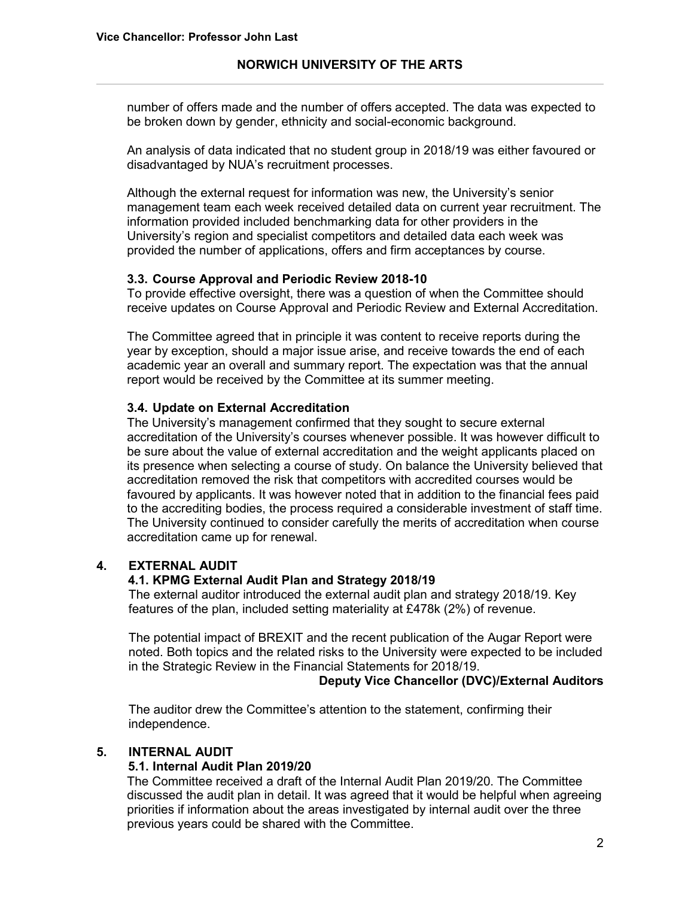number of offers made and the number of offers accepted. The data was expected to be broken down by gender, ethnicity and social-economic background.

An analysis of data indicated that no student group in 2018/19 was either favoured or disadvantaged by NUA's recruitment processes.

Although the external request for information was new, the University's senior management team each week received detailed data on current year recruitment. The information provided included benchmarking data for other providers in the University's region and specialist competitors and detailed data each week was provided the number of applications, offers and firm acceptances by course.

### 3.3. Course Approval and Periodic Review 2018-10

To provide effective oversight, there was a question of when the Committee should receive updates on Course Approval and Periodic Review and External Accreditation.

The Committee agreed that in principle it was content to receive reports during the year by exception, should a major issue arise, and receive towards the end of each academic year an overall and summary report. The expectation was that the annual report would be received by the Committee at its summer meeting.

### 3.4. Update on External Accreditation

The University's management confirmed that they sought to secure external accreditation of the University's courses whenever possible. It was however difficult to be sure about the value of external accreditation and the weight applicants placed on its presence when selecting a course of study. On balance the University believed that accreditation removed the risk that competitors with accredited courses would be favoured by applicants. It was however noted that in addition to the financial fees paid to the accrediting bodies, the process required a considerable investment of staff time. The University continued to consider carefully the merits of accreditation when course accreditation came up for renewal.

## 4. EXTERNAL AUDIT

### 4.1. KPMG External Audit Plan and Strategy 2018/19

The external auditor introduced the external audit plan and strategy 2018/19. Key features of the plan, included setting materiality at £478k (2%) of revenue.

The potential impact of BREXIT and the recent publication of the Augar Report were noted. Both topics and the related risks to the University were expected to be included in the Strategic Review in the Financial Statements for 2018/19.

**Deputy Vice Chancellor (DVC)/External Auditors**

The auditor drew the Committee's attention to the statement, confirming their independence.

## 5. INTERNAL AUDIT

### 5.1. Internal Audit Plan 2019/20

The Committee received a draft of the Internal Audit Plan 2019/20. The Committee discussed the audit plan in detail. It was agreed that it would be helpful when agreeing priorities if information about the areas investigated by internal audit over the three previous years could be shared with the Committee.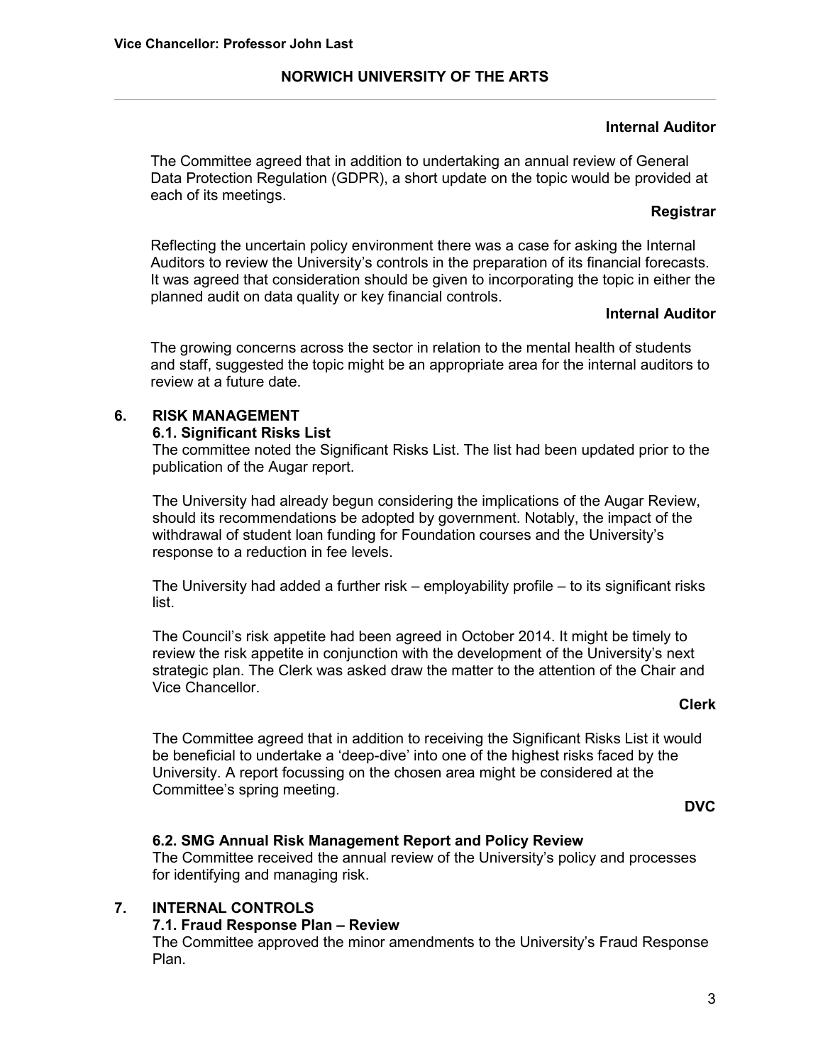**Internal Auditor**

The Committee agreed that in addition to undertaking an annual review of General Data Protection Regulation (GDPR), a short update on the topic would be provided at each of its meetings.

**Registrar**

Reflecting the uncertain policy environment there was a case for asking the Internal Auditors to review the University's controls in the preparation of its financial forecasts. It was agreed that consideration should be given to incorporating the topic in either the planned audit on data quality or key financial controls.

**Internal Auditor**

The growing concerns across the sector in relation to the mental health of students and staff, suggested the topic might be an appropriate area for the internal auditors to review at a future date.

## 6. RISK MANAGEMENT

### 6.1. Significant Risks List

The committee noted the Significant Risks List. The list had been updated prior to the publication of the Augar report.

The University had already begun considering the implications of the Augar Review, should its recommendations be adopted by government. Notably, the impact of the withdrawal of student loan funding for Foundation courses and the University's response to a reduction in fee levels.

The University had added a further risk – employability profile – to its significant risks list.

The Council's risk appetite had been agreed in October 2014. It might be timely to review the risk appetite in conjunction with the development of the University's next strategic plan. The Clerk was asked draw the matter to the attention of the Chair and Vice Chancellor.

**Clerk**

The Committee agreed that in addition to receiving the Significant Risks List it would be beneficial to undertake a 'deep-dive' into one of the highest risks faced by the University. A report focussing on the chosen area might be considered at the Committee's spring meeting.

**DVC**

### 6.2. SMG Annual Risk Management Report and Policy Review

The Committee received the annual review of the University's policy and processes for identifying and managing risk.

## 7. INTERNAL CONTROLS

### 7.1. Fraud Response Plan – Review

The Committee approved the minor amendments to the University's Fraud Response Plan.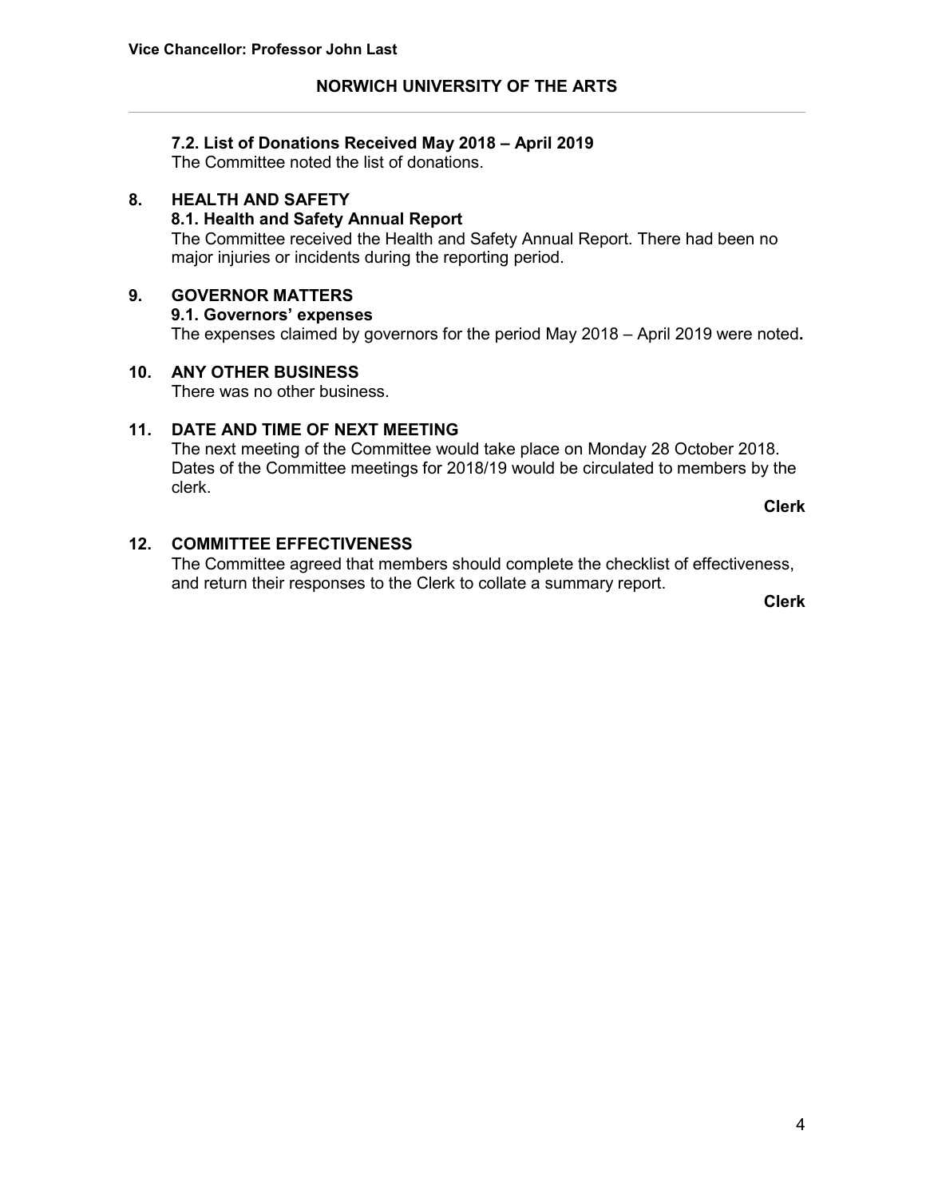**7.2. List of Donations Received May 2018 – April 2019**

The Committee noted the list of donations.

## 8. HEALTH AND SAFETY

**8.1. Health and Safety Annual Report**

The Committee received the Health and Safety Annual Report. There had been no major injuries or incidents during the reporting period.

## 9. GOVERNOR MATTERS

**9.1. Governors' expenses**

The expenses claimed by governors for the period May 2018 – April 2019 were noted**.**

## 10. ANY OTHER BUSINESS

There was no other business.

## 11. DATE AND TIME OF NEXT MEETING

The next meeting of the Committee would take place on Monday 28 October 2018. Dates of the Committee meetings for 2018/19 would be circulated to members by the clerk.

**Clerk**

## 12. COMMITTEE EFFECTIVENESS

The Committee agreed that members should complete the checklist of effectiveness, and return their responses to the Clerk to collate a summary report.

**Clerk**